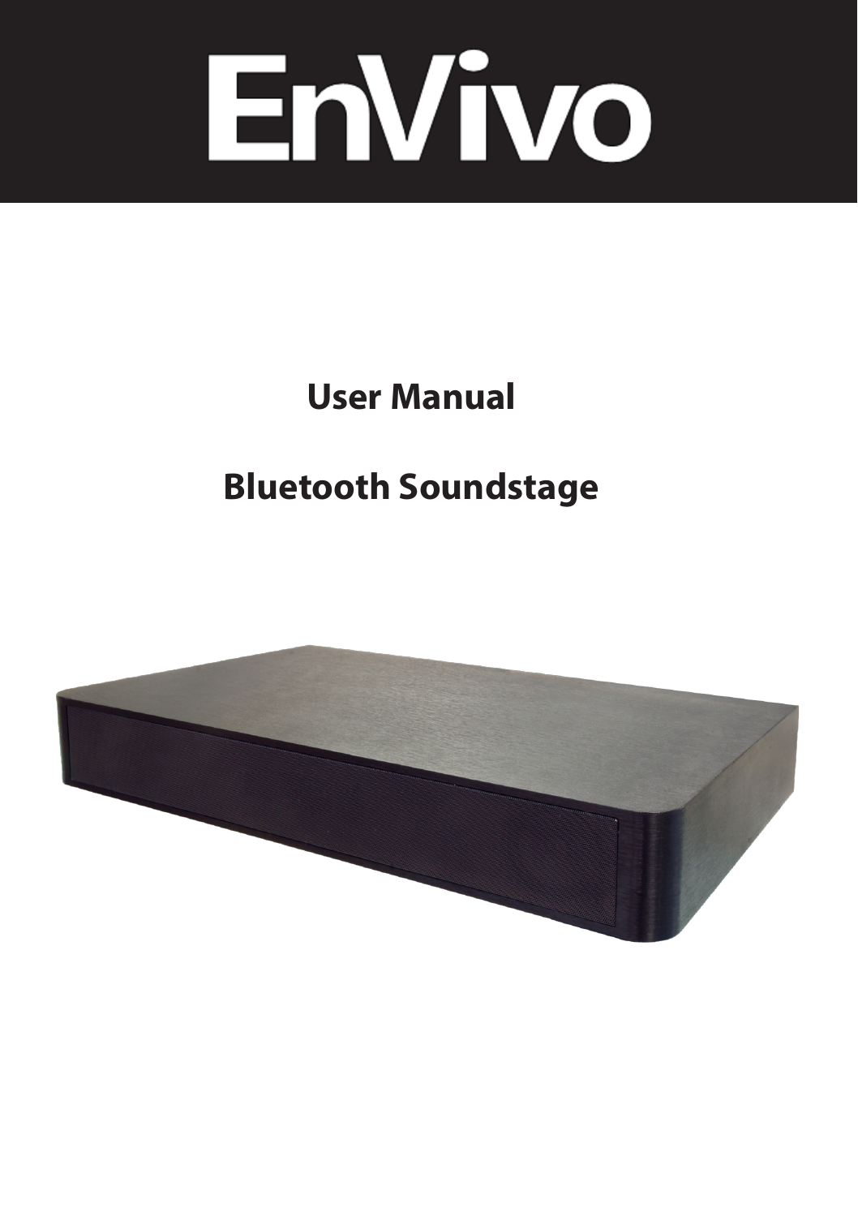# EnVivo

## User Manual

## Bluetooth Soundstage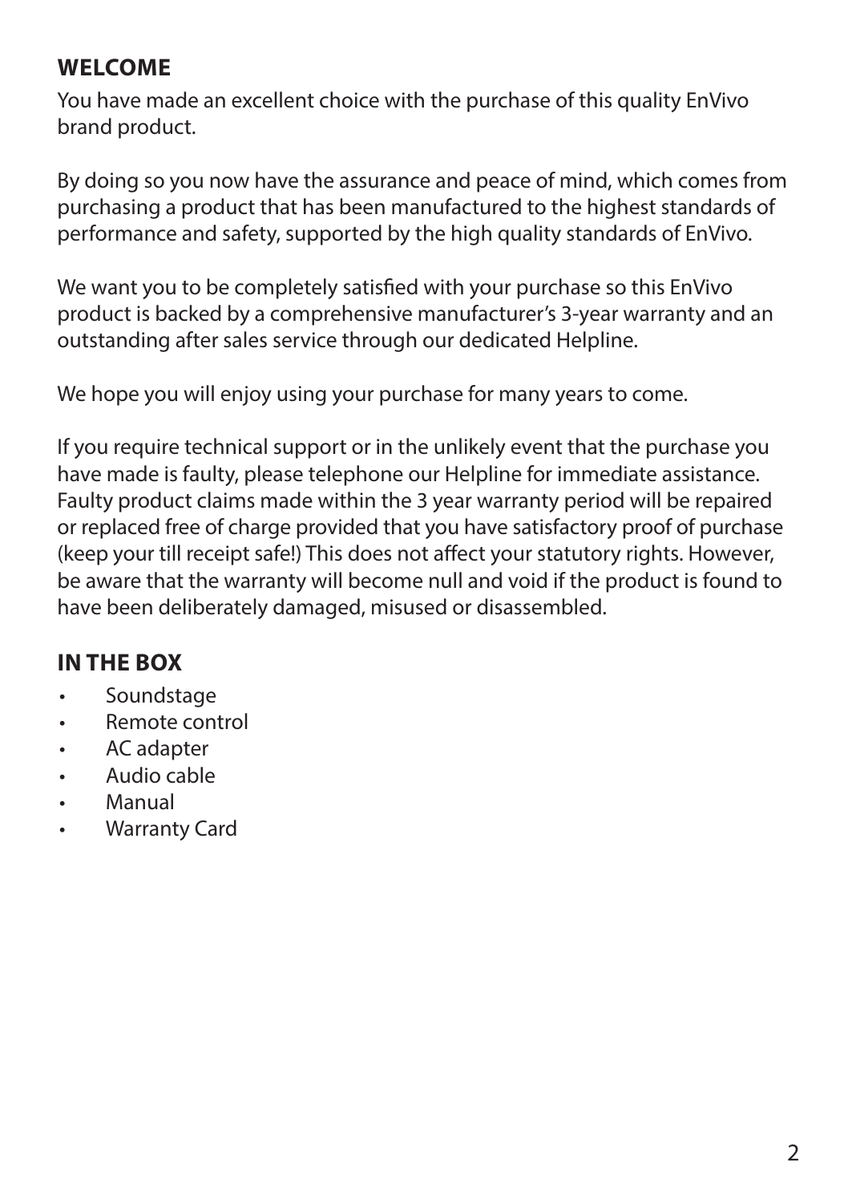## WELCOME

You have made an excellent choice with the purchase of this quality EnVivo brand product.

By doing so you now have the assurance and peace of mind, which comes from purchasing a product that has been manufactured to the highest standards of performance and safety, supported by the high quality standards of EnVivo.

We want you to be completely satisfied with your purchase so this EnVivo product is backed by a comprehensive manufacturer's 3-year warranty and an outstanding after sales service through our dedicated Helpline.

We hope you will enjoy using your purchase for many years to come.

If you require technical support or in the unlikely event that the purchase you have made is faulty, please telephone our Helpline for immediate assistance. Faulty product claims made within the 3 year warranty period will be repaired or replaced free of charge provided that you have satisfactory proof of purchase (keep your till receipt safe!) This does not affect your statutory rights. However, be aware that the warranty will become null and void if the product is found to have been deliberately damaged, misused or disassembled.

## IN THE BOX

- Soundstage
- Remote control
- AC adapter
- Audio cable
- Manual
- Warranty Card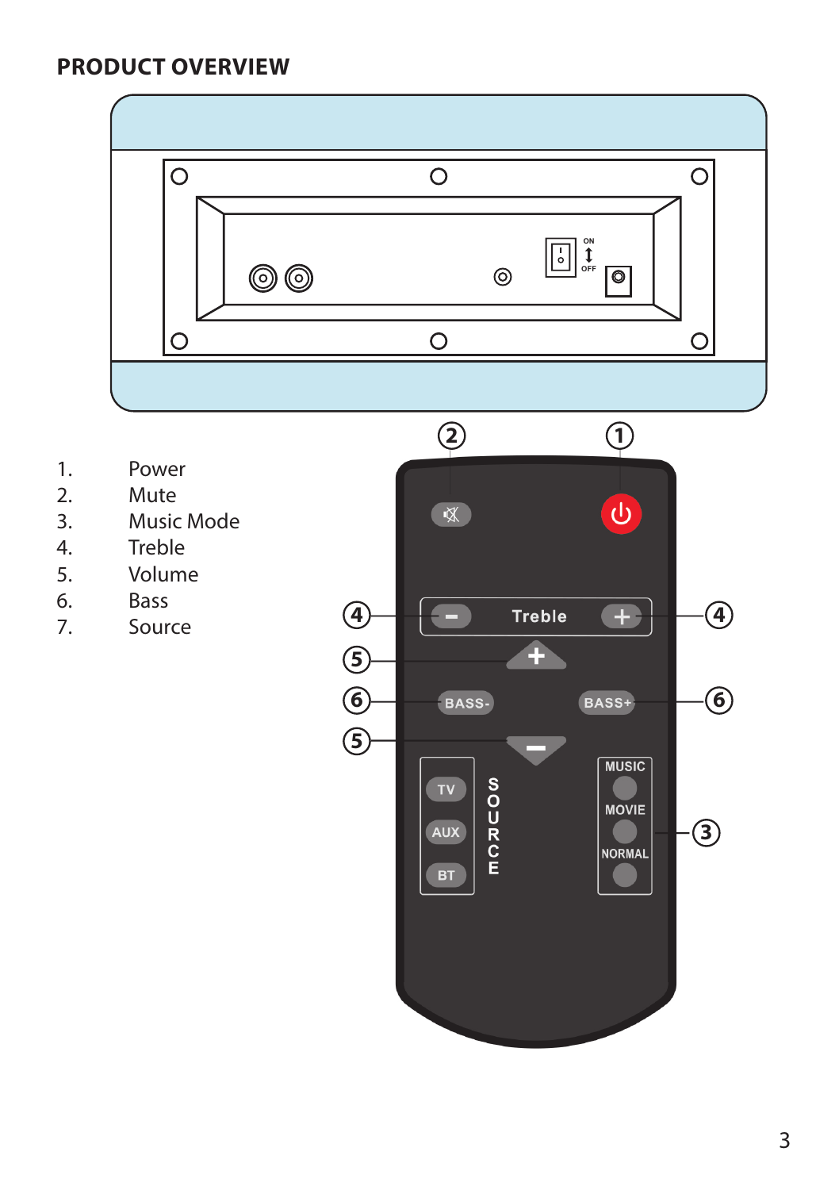# PRODUCT OVERVIEW

1. Power
2. Mute
3. Music Mode
4. Treble
5. Volume
6. Bass
7. Source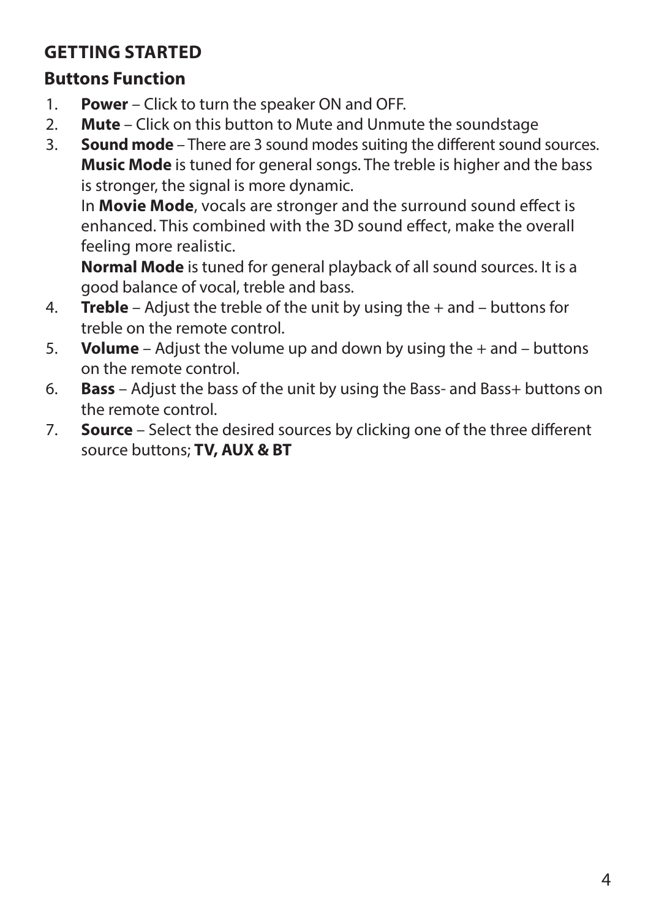## GETTING STARTED

### Buttons Function

1. **Power** – Click to turn the speaker ON and OFF.
2. **Mute** – Click on this button to Mute and Unmute the soundstage
3. **Sound mode** – There are 3 sound modes suiting the different sound sources.
   **Music Mode** is tuned for general songs. The treble is higher and the bass is stronger, the signal is more dynamic.
   In **Movie Mode**, vocals are stronger and the surround sound effect is enhanced. This combined with the 3D sound effect, make the overall feeling more realistic.
   **Normal Mode** is tuned for general playback of all sound sources. It is a good balance of vocal, treble and bass.
4. **Treble** – Adjust the treble of the unit by using the + and – buttons for treble on the remote control.
5. **Volume** – Adjust the volume up and down by using the + and – buttons on the remote control.
6. **Bass** – Adjust the bass of the unit by using the Bass- and Bass+ buttons on the remote control.
7. **Source** – Select the desired sources by clicking one of the three different source buttons; **TV, AUX & BT**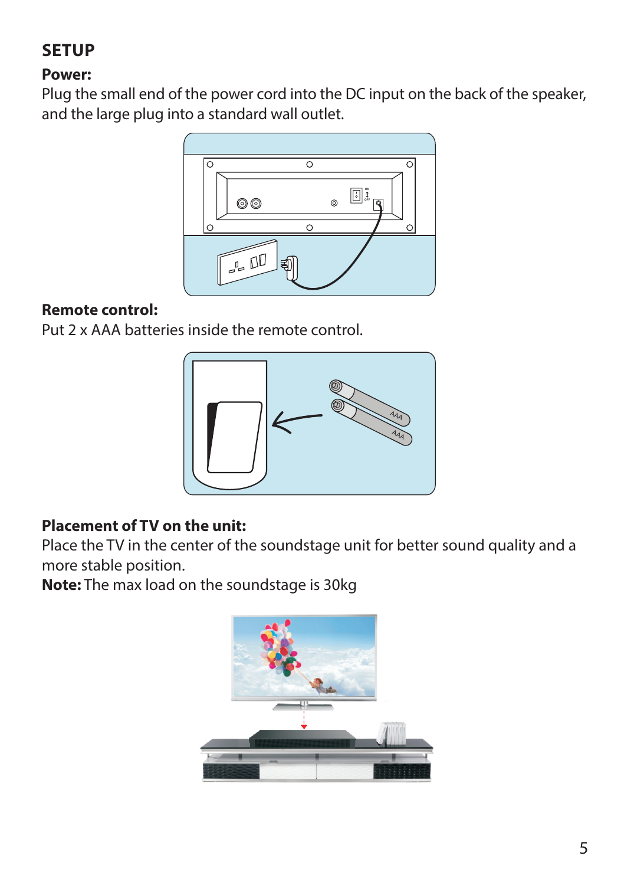# SETUP

**Power:**

Plug the small end of the power cord into the DC input on the back of the speaker, and the large plug into a standard wall outlet.

**Remote control:**

Put 2 x AAA batteries inside the remote control.

**Placement of TV on the unit:**

Place the TV in the center of the soundstage unit for better sound quality and a more stable position.

**Note:** The max load on the soundstage is 30kg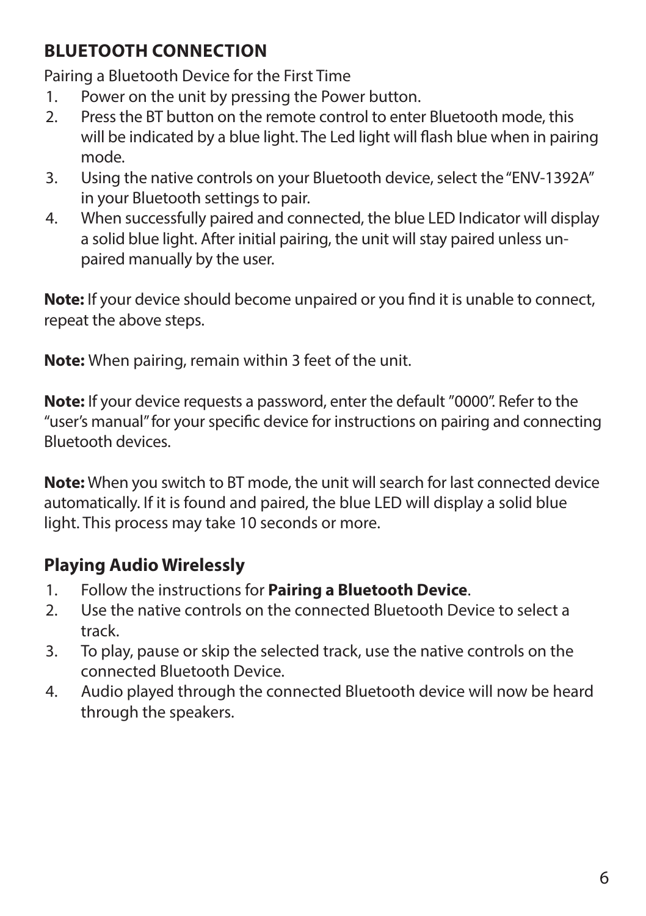## BLUETOOTH CONNECTION

Pairing a Bluetooth Device for the First Time

1. Power on the unit by pressing the Power button.
2. Press the BT button on the remote control to enter Bluetooth mode, this will be indicated by a blue light. The Led light will flash blue when in pairing mode.
3. Using the native controls on your Bluetooth device, select the "ENV-1392A" in your Bluetooth settings to pair.
4. When successfully paired and connected, the blue LED Indicator will display a solid blue light. After initial pairing, the unit will stay paired unless un-paired manually by the user.

**Note:** If your device should become unpaired or you find it is unable to connect, repeat the above steps.

**Note:** When pairing, remain within 3 feet of the unit.

**Note:** If your device requests a password, enter the default "0000". Refer to the "user's manual" for your specific device for instructions on pairing and connecting Bluetooth devices.

**Note:** When you switch to BT mode, the unit will search for last connected device automatically. If it is found and paired, the blue LED will display a solid blue light. This process may take 10 seconds or more.

### Playing Audio Wirelessly

1. Follow the instructions for **Pairing a Bluetooth Device**.
2. Use the native controls on the connected Bluetooth Device to select a track.
3. To play, pause or skip the selected track, use the native controls on the connected Bluetooth Device.
4. Audio played through the connected Bluetooth device will now be heard through the speakers.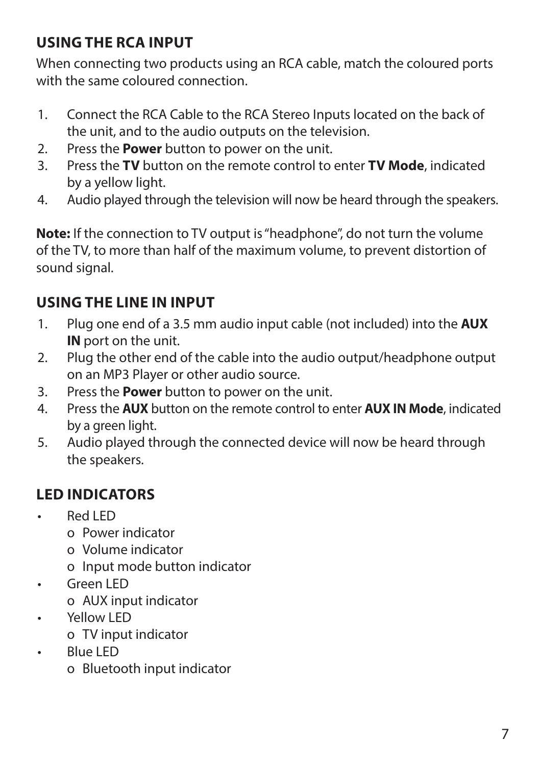## USING THE RCA INPUT

When connecting two products using an RCA cable, match the coloured ports with the same coloured connection.

1. Connect the RCA Cable to the RCA Stereo Inputs located on the back of the unit, and to the audio outputs on the television.
2. Press the **Power** button to power on the unit.
3. Press the **TV** button on the remote control to enter **TV Mode**, indicated by a yellow light.
4. Audio played through the television will now be heard through the speakers.

**Note:** If the connection to TV output is "headphone", do not turn the volume of the TV, to more than half of the maximum volume, to prevent distortion of sound signal.

## USING THE LINE IN INPUT

1. Plug one end of a 3.5 mm audio input cable (not included) into the **AUX IN** port on the unit.
2. Plug the other end of the cable into the audio output/headphone output on an MP3 Player or other audio source.
3. Press the **Power** button to power on the unit.
4. Press the **AUX** button on the remote control to enter **AUX IN Mode**, indicated by a green light.
5. Audio played through the connected device will now be heard through the speakers.

## LED INDICATORS

- Red LED
  - Power indicator
  - Volume indicator
  - Input mode button indicator
- Green LED
  - AUX input indicator
- Yellow LED
  - TV input indicator
- Blue LED
  - Bluetooth input indicator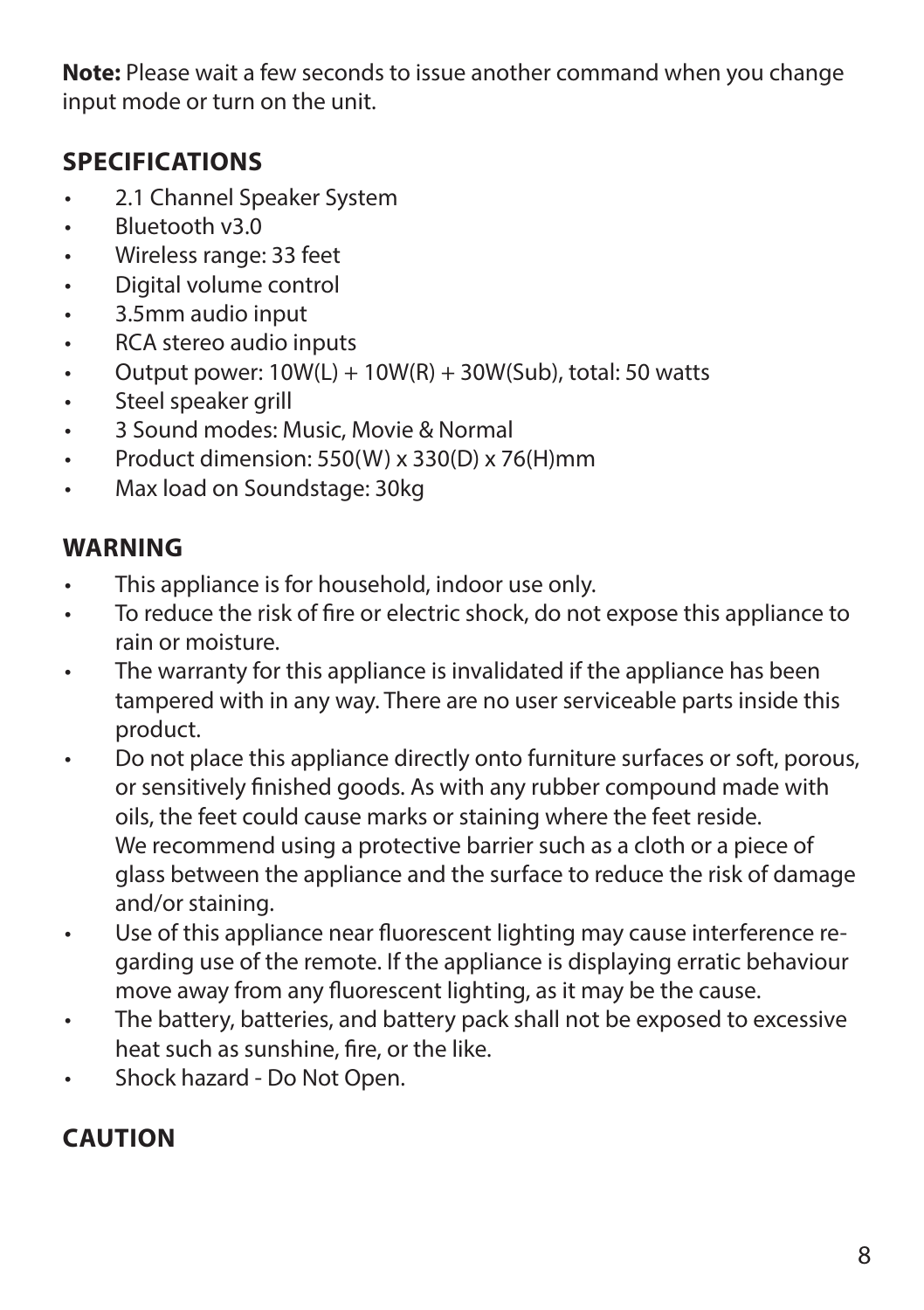**Note:** Please wait a few seconds to issue another command when you change input mode or turn on the unit.

## SPECIFICATIONS

- 2.1 Channel Speaker System
- Bluetooth v3.0
- Wireless range: 33 feet
- Digital volume control
- 3.5mm audio input
- RCA stereo audio inputs
- Output power: 10W(L) + 10W(R) + 30W(Sub), total: 50 watts
- Steel speaker grill
- 3 Sound modes: Music, Movie & Normal
- Product dimension: 550(W) x 330(D) x 76(H)mm
- Max load on Soundstage: 30kg

## WARNING

- This appliance is for household, indoor use only.
- To reduce the risk of fire or electric shock, do not expose this appliance to rain or moisture.
- The warranty for this appliance is invalidated if the appliance has been tampered with in any way. There are no user serviceable parts inside this product.
- Do not place this appliance directly onto furniture surfaces or soft, porous, or sensitively finished goods. As with any rubber compound made with oils, the feet could cause marks or staining where the feet reside. We recommend using a protective barrier such as a cloth or a piece of glass between the appliance and the surface to reduce the risk of damage and/or staining.
- Use of this appliance near fluorescent lighting may cause interference regarding use of the remote. If the appliance is displaying erratic behaviour move away from any fluorescent lighting, as it may be the cause.
- The battery, batteries, and battery pack shall not be exposed to excessive heat such as sunshine, fire, or the like.
- Shock hazard - Do Not Open.

## CAUTION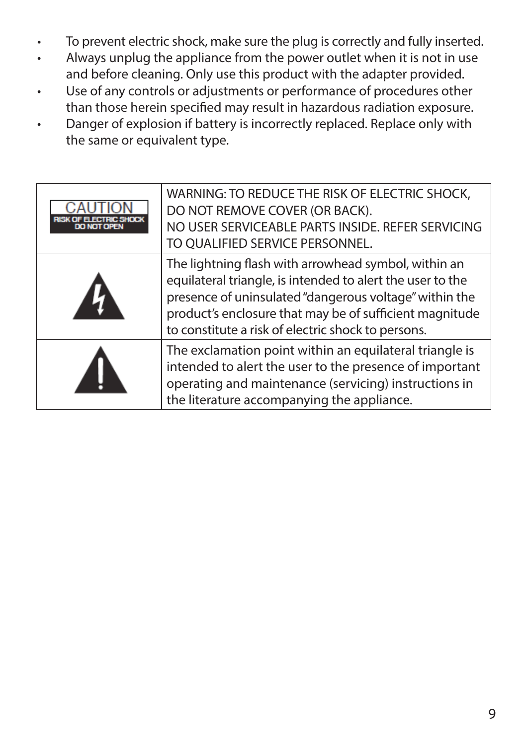- To prevent electric shock, make sure the plug is correctly and fully inserted.
- Always unplug the appliance from the power outlet when it is not in use and before cleaning. Only use this product with the adapter provided.
- Use of any controls or adjustments or performance of procedures other than those herein specified may result in hazardous radiation exposure.
- Danger of explosion if battery is incorrectly replaced. Replace only with the same or equivalent type.

| | |
|---|---|
| CAUTION RISK OF ELECTRIC SHOCK DO NOT OPEN | WARNING: TO REDUCE THE RISK OF ELECTRIC SHOCK, DO NOT REMOVE COVER (OR BACK). NO USER SERVICEABLE PARTS INSIDE. REFER SERVICING TO QUALIFIED SERVICE PERSONNEL. |
| | The lightning flash with arrowhead symbol, within an equilateral triangle, is intended to alert the user to the presence of uninsulated "dangerous voltage" within the product's enclosure that may be of sufficient magnitude to constitute a risk of electric shock to persons. |
| | The exclamation point within an equilateral triangle is intended to alert the user to the presence of important operating and maintenance (servicing) instructions in the literature accompanying the appliance. |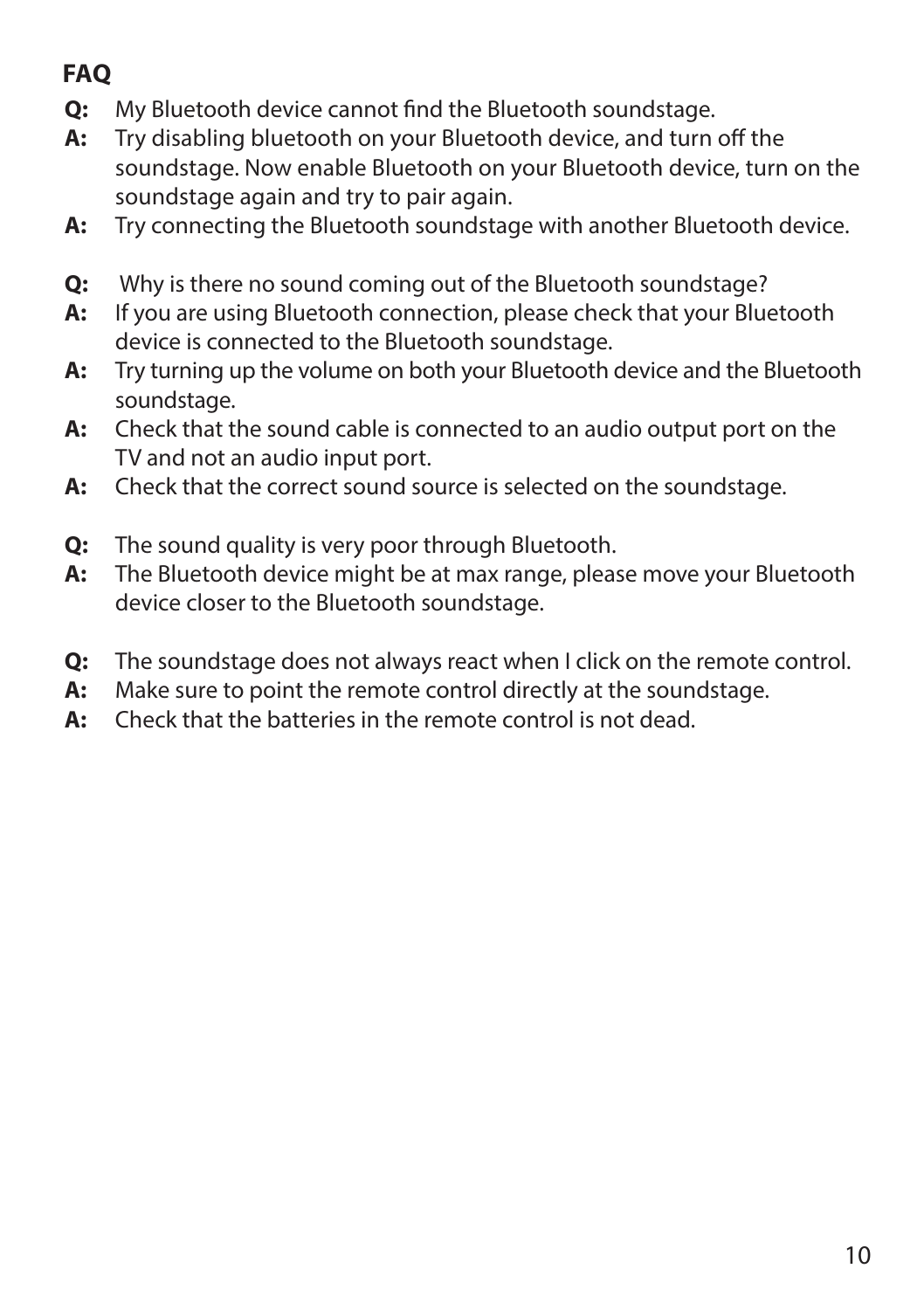## FAQ

**Q:** My Bluetooth device cannot find the Bluetooth soundstage.
**A:** Try disabling bluetooth on your Bluetooth device, and turn off the soundstage. Now enable Bluetooth on your Bluetooth device, turn on the soundstage again and try to pair again.
**A:** Try connecting the Bluetooth soundstage with another Bluetooth device.

**Q:** Why is there no sound coming out of the Bluetooth soundstage?
**A:** If you are using Bluetooth connection, please check that your Bluetooth device is connected to the Bluetooth soundstage.
**A:** Try turning up the volume on both your Bluetooth device and the Bluetooth soundstage.
**A:** Check that the sound cable is connected to an audio output port on the TV and not an audio input port.
**A:** Check that the correct sound source is selected on the soundstage.

**Q:** The sound quality is very poor through Bluetooth.
**A:** The Bluetooth device might be at max range, please move your Bluetooth device closer to the Bluetooth soundstage.

**Q:** The soundstage does not always react when I click on the remote control.
**A:** Make sure to point the remote control directly at the soundstage.
**A:** Check that the batteries in the remote control is not dead.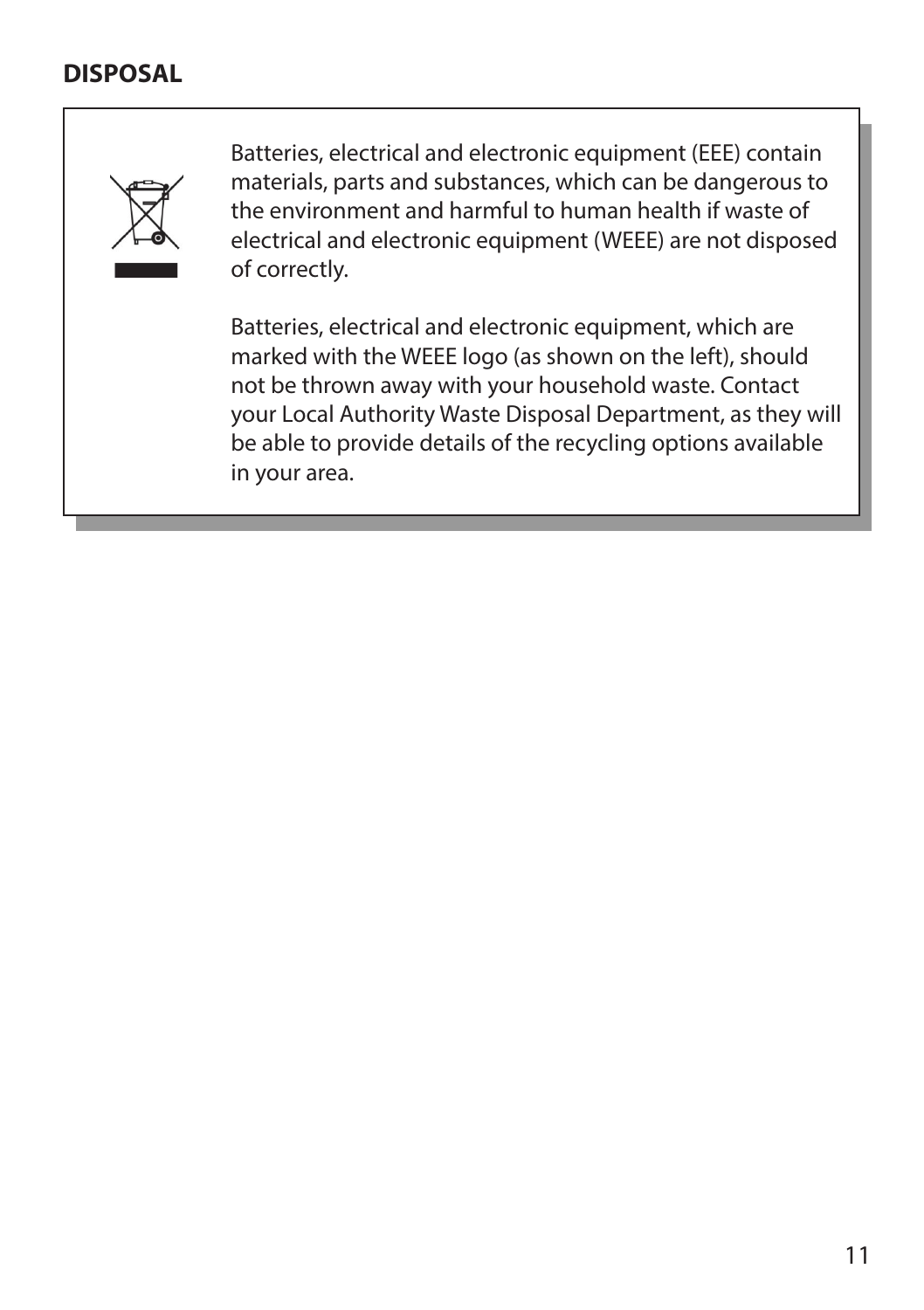## DISPOSAL

Batteries, electrical and electronic equipment (EEE) contain materials, parts and substances, which can be dangerous to the environment and harmful to human health if waste of electrical and electronic equipment (WEEE) are not disposed of correctly.

Batteries, electrical and electronic equipment, which are marked with the WEEE logo (as shown on the left), should not be thrown away with your household waste. Contact your Local Authority Waste Disposal Department, as they will be able to provide details of the recycling options available in your area.